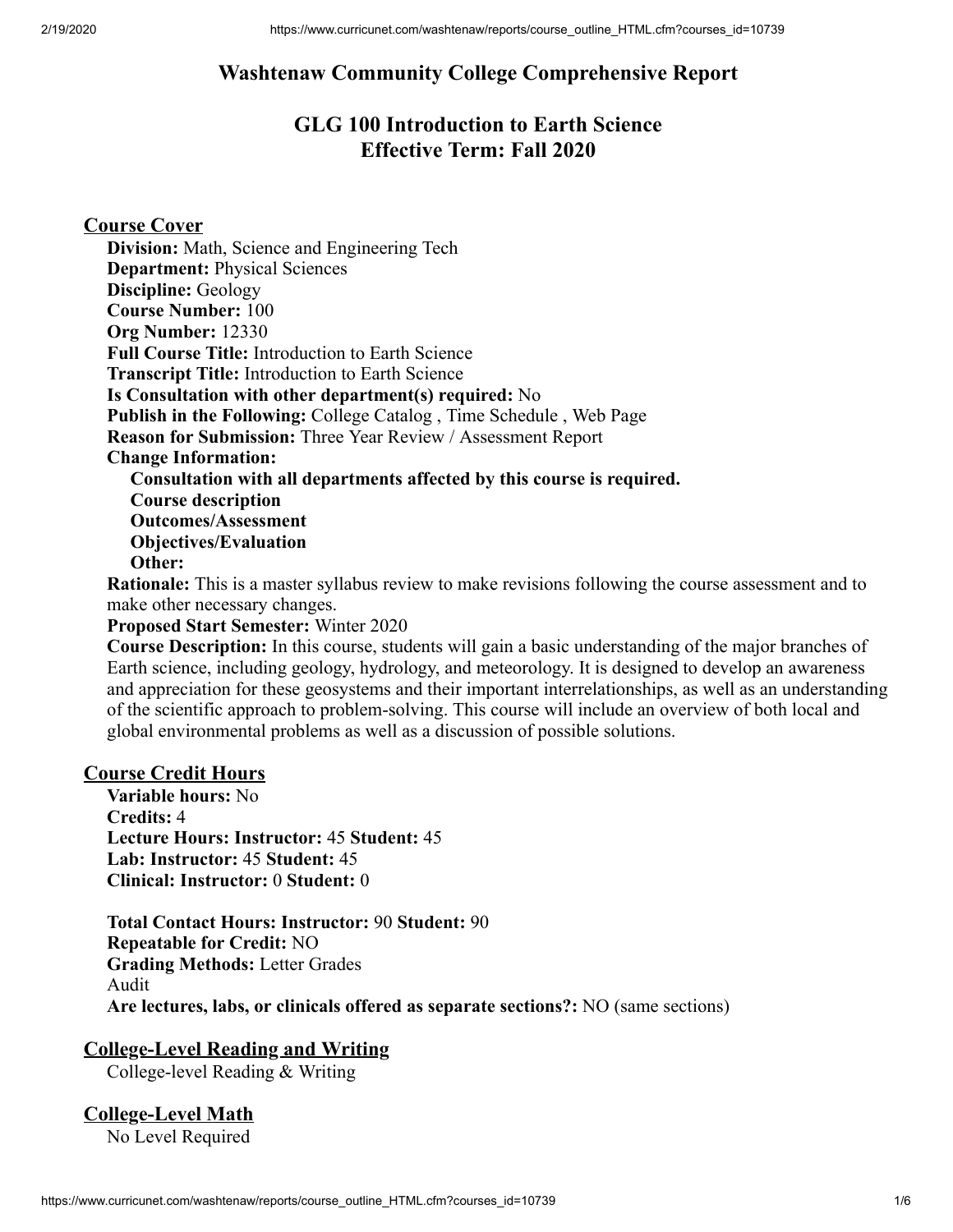# Washtenaw Community College Comprehensive Report

## GLG 100 Introduction to Earth Science
## Effective Term: Fall 2020

### Course Cover

**Division:** Math, Science and Engineering Tech
**Department:** Physical Sciences
**Discipline:** Geology
**Course Number:** 100
**Org Number:** 12330
**Full Course Title:** Introduction to Earth Science
**Transcript Title:** Introduction to Earth Science
**Is Consultation with other department(s) required:** No
**Publish in the Following:** College Catalog , Time Schedule , Web Page
**Reason for Submission:** Three Year Review / Assessment Report
**Change Information:**

- **Consultation with all departments affected by this course is required.**
- **Course description**
- **Outcomes/Assessment**
- **Objectives/Evaluation**
- **Other:**

**Rationale:** This is a master syllabus review to make revisions following the course assessment and to make other necessary changes.
**Proposed Start Semester:** Winter 2020
**Course Description:** In this course, students will gain a basic understanding of the major branches of Earth science, including geology, hydrology, and meteorology. It is designed to develop an awareness and appreciation for these geosystems and their important interrelationships, as well as an understanding of the scientific approach to problem-solving. This course will include an overview of both local and global environmental problems as well as a discussion of possible solutions.

### Course Credit Hours

**Variable hours:** No
**Credits:** 4
**Lecture Hours: Instructor:** 45 **Student:** 45
**Lab: Instructor:** 45 **Student:** 45
**Clinical: Instructor:** 0 **Student:** 0

**Total Contact Hours: Instructor:** 90 **Student:** 90
**Repeatable for Credit:** NO
**Grading Methods:** Letter Grades
Audit
**Are lectures, labs, or clinicals offered as separate sections?:** NO (same sections)

### College-Level Reading and Writing

College-level Reading & Writing

### College-Level Math

No Level Required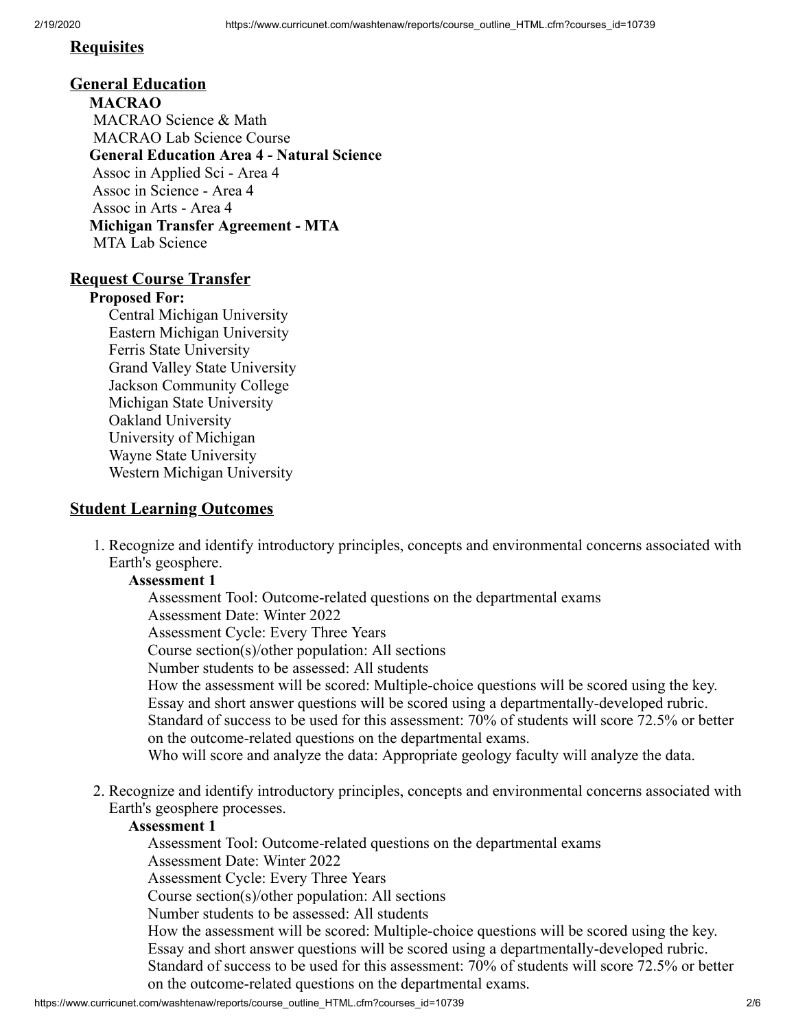## Requisites

## General Education

**MACRAO**

MACRAO Science & Math

MACRAO Lab Science Course

**General Education Area 4 - Natural Science**

Assoc in Applied Sci - Area 4

Assoc in Science - Area 4

Assoc in Arts - Area 4

**Michigan Transfer Agreement - MTA**

MTA Lab Science

## Request Course Transfer

**Proposed For:**

Central Michigan University
Eastern Michigan University
Ferris State University
Grand Valley State University
Jackson Community College
Michigan State University
Oakland University
University of Michigan
Wayne State University
Western Michigan University

## Student Learning Outcomes

1. Recognize and identify introductory principles, concepts and environmental concerns associated with Earth's geosphere.

   **Assessment 1**

   Assessment Tool: Outcome-related questions on the departmental exams
   Assessment Date: Winter 2022
   Assessment Cycle: Every Three Years
   Course section(s)/other population: All sections
   Number students to be assessed: All students
   How the assessment will be scored: Multiple-choice questions will be scored using the key. Essay and short answer questions will be scored using a departmentally-developed rubric.
   Standard of success to be used for this assessment: 70% of students will score 72.5% or better on the outcome-related questions on the departmental exams.
   Who will score and analyze the data: Appropriate geology faculty will analyze the data.

2. Recognize and identify introductory principles, concepts and environmental concerns associated with Earth's geosphere processes.

   **Assessment 1**

   Assessment Tool: Outcome-related questions on the departmental exams
   Assessment Date: Winter 2022
   Assessment Cycle: Every Three Years
   Course section(s)/other population: All sections
   Number students to be assessed: All students
   How the assessment will be scored: Multiple-choice questions will be scored using the key. Essay and short answer questions will be scored using a departmentally-developed rubric.
   Standard of success to be used for this assessment: 70% of students will score 72.5% or better on the outcome-related questions on the departmental exams.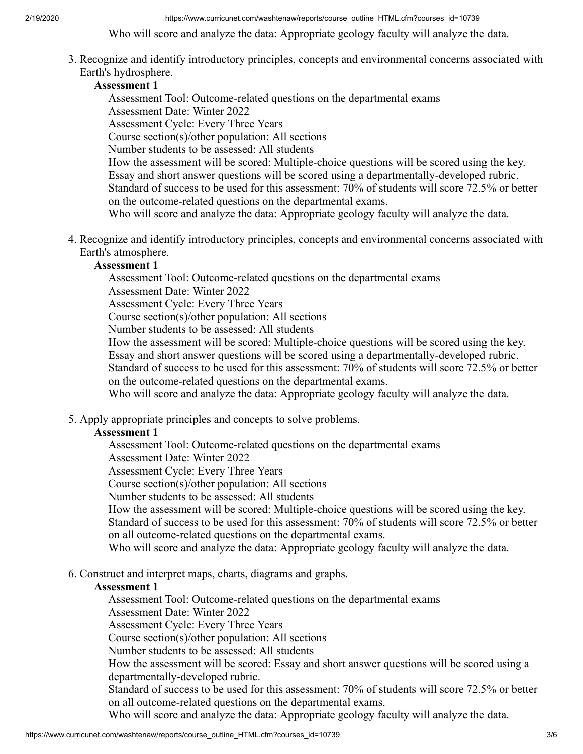Who will score and analyze the data: Appropriate geology faculty will analyze the data.

3. Recognize and identify introductory principles, concepts and environmental concerns associated with Earth's hydrosphere.

   **Assessment 1**

   Assessment Tool: Outcome-related questions on the departmental exams
   Assessment Date: Winter 2022
   Assessment Cycle: Every Three Years
   Course section(s)/other population: All sections
   Number students to be assessed: All students
   How the assessment will be scored: Multiple-choice questions will be scored using the key. Essay and short answer questions will be scored using a departmentally-developed rubric.
   Standard of success to be used for this assessment: 70% of students will score 72.5% or better on the outcome-related questions on the departmental exams.
   Who will score and analyze the data: Appropriate geology faculty will analyze the data.

4. Recognize and identify introductory principles, concepts and environmental concerns associated with Earth's atmosphere.

   **Assessment 1**

   Assessment Tool: Outcome-related questions on the departmental exams
   Assessment Date: Winter 2022
   Assessment Cycle: Every Three Years
   Course section(s)/other population: All sections
   Number students to be assessed: All students
   How the assessment will be scored: Multiple-choice questions will be scored using the key. Essay and short answer questions will be scored using a departmentally-developed rubric.
   Standard of success to be used for this assessment: 70% of students will score 72.5% or better on the outcome-related questions on the departmental exams.
   Who will score and analyze the data: Appropriate geology faculty will analyze the data.

5. Apply appropriate principles and concepts to solve problems.

   **Assessment 1**

   Assessment Tool: Outcome-related questions on the departmental exams
   Assessment Date: Winter 2022
   Assessment Cycle: Every Three Years
   Course section(s)/other population: All sections
   Number students to be assessed: All students
   How the assessment will be scored: Multiple-choice questions will be scored using the key.
   Standard of success to be used for this assessment: 70% of students will score 72.5% or better on all outcome-related questions on the departmental exams.
   Who will score and analyze the data: Appropriate geology faculty will analyze the data.

6. Construct and interpret maps, charts, diagrams and graphs.

   **Assessment 1**

   Assessment Tool: Outcome-related questions on the departmental exams
   Assessment Date: Winter 2022
   Assessment Cycle: Every Three Years
   Course section(s)/other population: All sections
   Number students to be assessed: All students
   How the assessment will be scored: Essay and short answer questions will be scored using a departmentally-developed rubric.
   Standard of success to be used for this assessment: 70% of students will score 72.5% or better on all outcome-related questions on the departmental exams.
   Who will score and analyze the data: Appropriate geology faculty will analyze the data.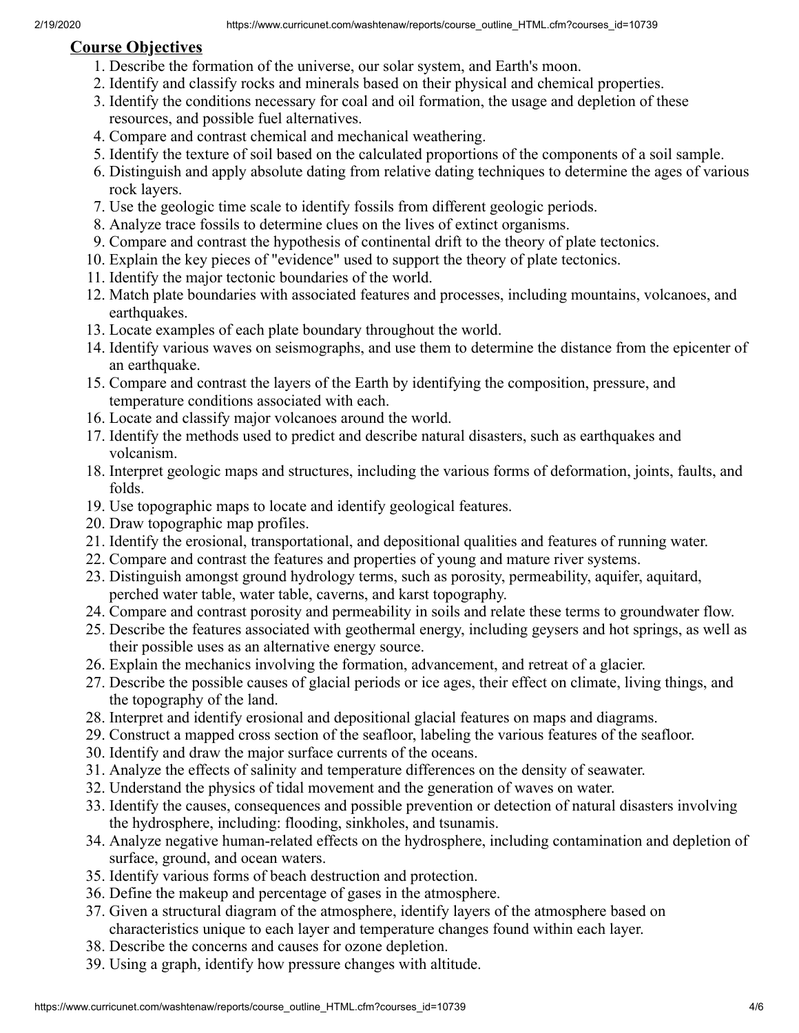## Course Objectives

1. Describe the formation of the universe, our solar system, and Earth's moon.
2. Identify and classify rocks and minerals based on their physical and chemical properties.
3. Identify the conditions necessary for coal and oil formation, the usage and depletion of these resources, and possible fuel alternatives.
4. Compare and contrast chemical and mechanical weathering.
5. Identify the texture of soil based on the calculated proportions of the components of a soil sample.
6. Distinguish and apply absolute dating from relative dating techniques to determine the ages of various rock layers.
7. Use the geologic time scale to identify fossils from different geologic periods.
8. Analyze trace fossils to determine clues on the lives of extinct organisms.
9. Compare and contrast the hypothesis of continental drift to the theory of plate tectonics.
10. Explain the key pieces of "evidence" used to support the theory of plate tectonics.
11. Identify the major tectonic boundaries of the world.
12. Match plate boundaries with associated features and processes, including mountains, volcanoes, and earthquakes.
13. Locate examples of each plate boundary throughout the world.
14. Identify various waves on seismographs, and use them to determine the distance from the epicenter of an earthquake.
15. Compare and contrast the layers of the Earth by identifying the composition, pressure, and temperature conditions associated with each.
16. Locate and classify major volcanoes around the world.
17. Identify the methods used to predict and describe natural disasters, such as earthquakes and volcanism.
18. Interpret geologic maps and structures, including the various forms of deformation, joints, faults, and folds.
19. Use topographic maps to locate and identify geological features.
20. Draw topographic map profiles.
21. Identify the erosional, transportational, and depositional qualities and features of running water.
22. Compare and contrast the features and properties of young and mature river systems.
23. Distinguish amongst ground hydrology terms, such as porosity, permeability, aquifer, aquitard, perched water table, water table, caverns, and karst topography.
24. Compare and contrast porosity and permeability in soils and relate these terms to groundwater flow.
25. Describe the features associated with geothermal energy, including geysers and hot springs, as well as their possible uses as an alternative energy source.
26. Explain the mechanics involving the formation, advancement, and retreat of a glacier.
27. Describe the possible causes of glacial periods or ice ages, their effect on climate, living things, and the topography of the land.
28. Interpret and identify erosional and depositional glacial features on maps and diagrams.
29. Construct a mapped cross section of the seafloor, labeling the various features of the seafloor.
30. Identify and draw the major surface currents of the oceans.
31. Analyze the effects of salinity and temperature differences on the density of seawater.
32. Understand the physics of tidal movement and the generation of waves on water.
33. Identify the causes, consequences and possible prevention or detection of natural disasters involving the hydrosphere, including: flooding, sinkholes, and tsunamis.
34. Analyze negative human-related effects on the hydrosphere, including contamination and depletion of surface, ground, and ocean waters.
35. Identify various forms of beach destruction and protection.
36. Define the makeup and percentage of gases in the atmosphere.
37. Given a structural diagram of the atmosphere, identify layers of the atmosphere based on characteristics unique to each layer and temperature changes found within each layer.
38. Describe the concerns and causes for ozone depletion.
39. Using a graph, identify how pressure changes with altitude.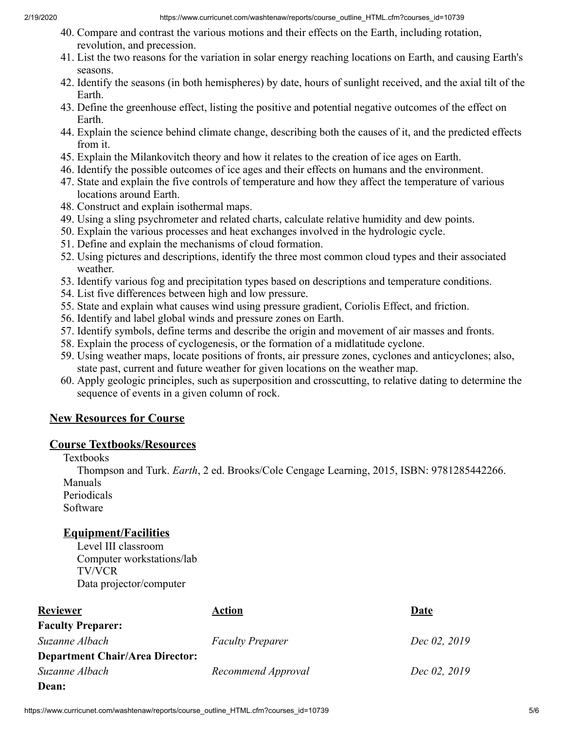40. Compare and contrast the various motions and their effects on the Earth, including rotation, revolution, and precession.
41. List the two reasons for the variation in solar energy reaching locations on Earth, and causing Earth's seasons.
42. Identify the seasons (in both hemispheres) by date, hours of sunlight received, and the axial tilt of the Earth.
43. Define the greenhouse effect, listing the positive and potential negative outcomes of the effect on Earth.
44. Explain the science behind climate change, describing both the causes of it, and the predicted effects from it.
45. Explain the Milankovitch theory and how it relates to the creation of ice ages on Earth.
46. Identify the possible outcomes of ice ages and their effects on humans and the environment.
47. State and explain the five controls of temperature and how they affect the temperature of various locations around Earth.
48. Construct and explain isothermal maps.
49. Using a sling psychrometer and related charts, calculate relative humidity and dew points.
50. Explain the various processes and heat exchanges involved in the hydrologic cycle.
51. Define and explain the mechanisms of cloud formation.
52. Using pictures and descriptions, identify the three most common cloud types and their associated weather.
53. Identify various fog and precipitation types based on descriptions and temperature conditions.
54. List five differences between high and low pressure.
55. State and explain what causes wind using pressure gradient, Coriolis Effect, and friction.
56. Identify and label global winds and pressure zones on Earth.
57. Identify symbols, define terms and describe the origin and movement of air masses and fronts.
58. Explain the process of cyclogenesis, or the formation of a midlatitude cyclone.
59. Using weather maps, locate positions of fronts, air pressure zones, cyclones and anticyclones; also, state past, current and future weather for given locations on the weather map.
60. Apply geologic principles, such as superposition and crosscutting, to relative dating to determine the sequence of events in a given column of rock.

## New Resources for Course

## Course Textbooks/Resources

Textbooks

Thompson and Turk. *Earth*, 2 ed. Brooks/Cole Cengage Learning, 2015, ISBN: 9781285442266.

Manuals

Periodicals

Software

### Equipment/Facilities

Level III classroom
Computer workstations/lab
TV/VCR
Data projector/computer

| Reviewer | Action | Date |
|---|---|---|
| **Faculty Preparer:** | | |
| *Suzanne Albach* | *Faculty Preparer* | *Dec 02, 2019* |
| **Department Chair/Area Director:** | | |
| *Suzanne Albach* | *Recommend Approval* | *Dec 02, 2019* |
| **Dean:** | | |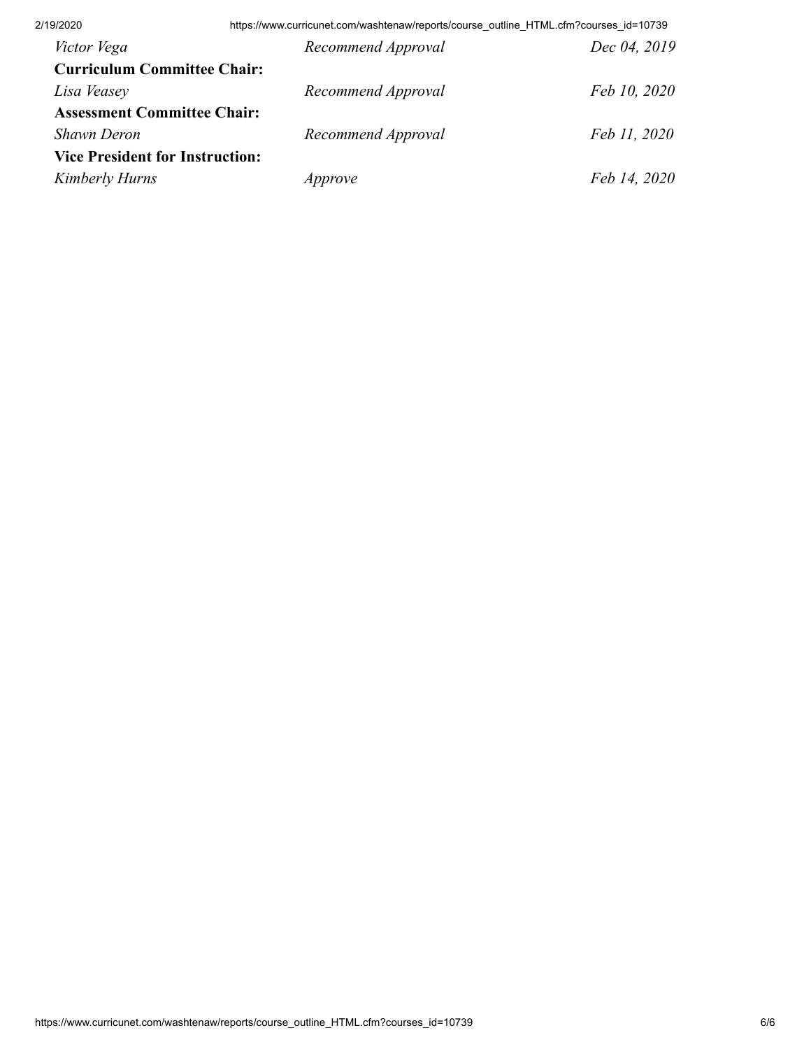| | | |
|---|---|---|
| *Victor Vega* | *Recommend Approval* | *Dec 04, 2019* |
| **Curriculum Committee Chair:** | | |
| *Lisa Veasey* | *Recommend Approval* | *Feb 10, 2020* |
| **Assessment Committee Chair:** | | |
| *Shawn Deron* | *Recommend Approval* | *Feb 11, 2020* |
| **Vice President for Instruction:** | | |
| *Kimberly Hurns* | *Approve* | *Feb 14, 2020* |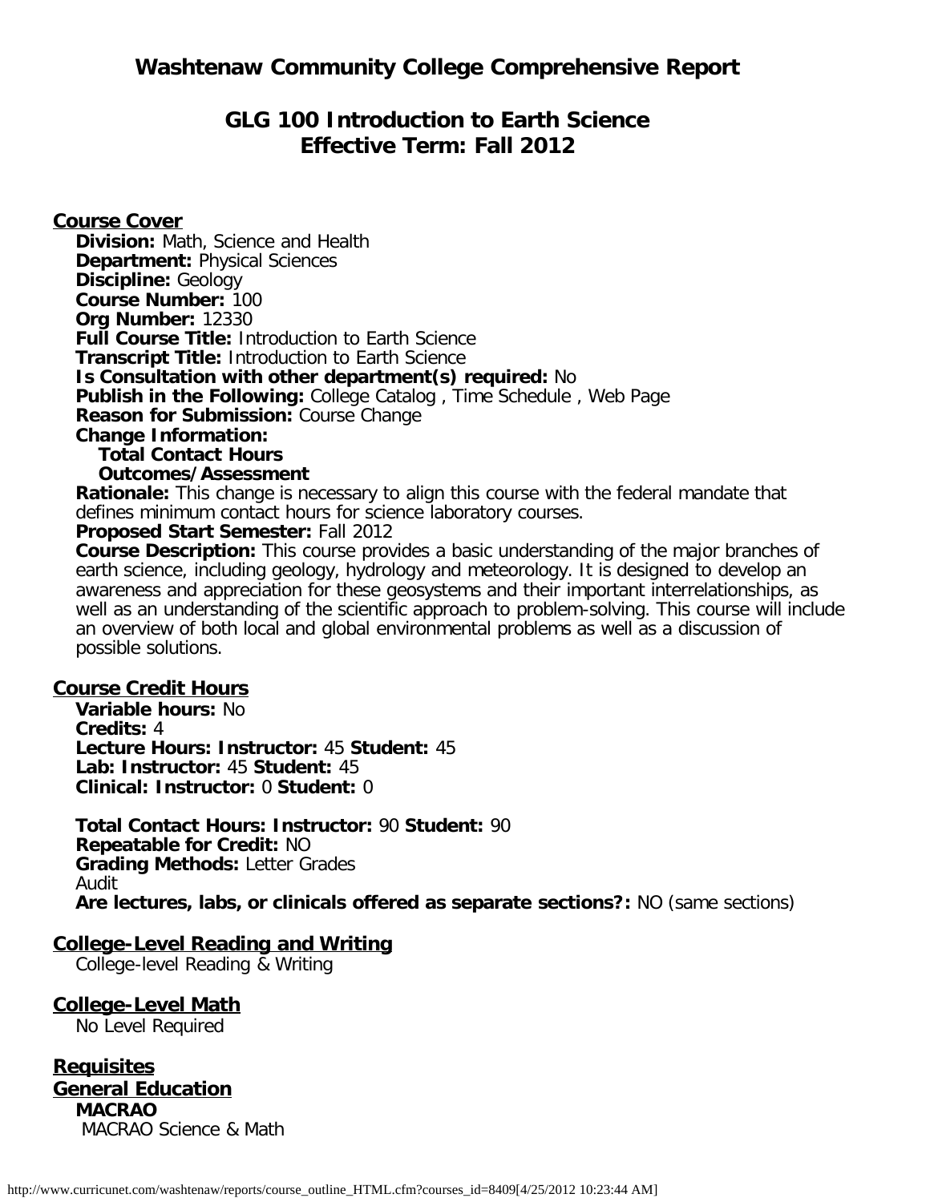## Washtenaw Community College Comprehensive Report

## GLG 100 Introduction to Earth Science
## Effective Term: Fall 2012

### Course Cover

**Division:** Math, Science and Health
**Department:** Physical Sciences
**Discipline:** Geology
**Course Number:** 100
**Org Number:** 12330
**Full Course Title:** Introduction to Earth Science
**Transcript Title:** Introduction to Earth Science
**Is Consultation with other department(s) required:** No
**Publish in the Following:** College Catalog , Time Schedule , Web Page
**Reason for Submission:** Course Change
**Change Information:**
**Total Contact Hours**
**Outcomes/Assessment**
**Rationale:** This change is necessary to align this course with the federal mandate that defines minimum contact hours for science laboratory courses.
**Proposed Start Semester:** Fall 2012
**Course Description:** This course provides a basic understanding of the major branches of earth science, including geology, hydrology and meteorology. It is designed to develop an awareness and appreciation for these geosystems and their important interrelationships, as well as an understanding of the scientific approach to problem-solving. This course will include an overview of both local and global environmental problems as well as a discussion of possible solutions.

### Course Credit Hours

**Variable hours:** No
**Credits:** 4
**Lecture Hours: Instructor:** 45 **Student:** 45
**Lab: Instructor:** 45 **Student:** 45
**Clinical: Instructor:** 0 **Student:** 0

**Total Contact Hours: Instructor:** 90 **Student:** 90
**Repeatable for Credit:** NO
**Grading Methods:** Letter Grades
Audit
**Are lectures, labs, or clinicals offered as separate sections?:** NO (same sections)

### College-Level Reading and Writing

College-level Reading & Writing

### College-Level Math

No Level Required

### Requisites

### General Education

**MACRAO**
MACRAO Science & Math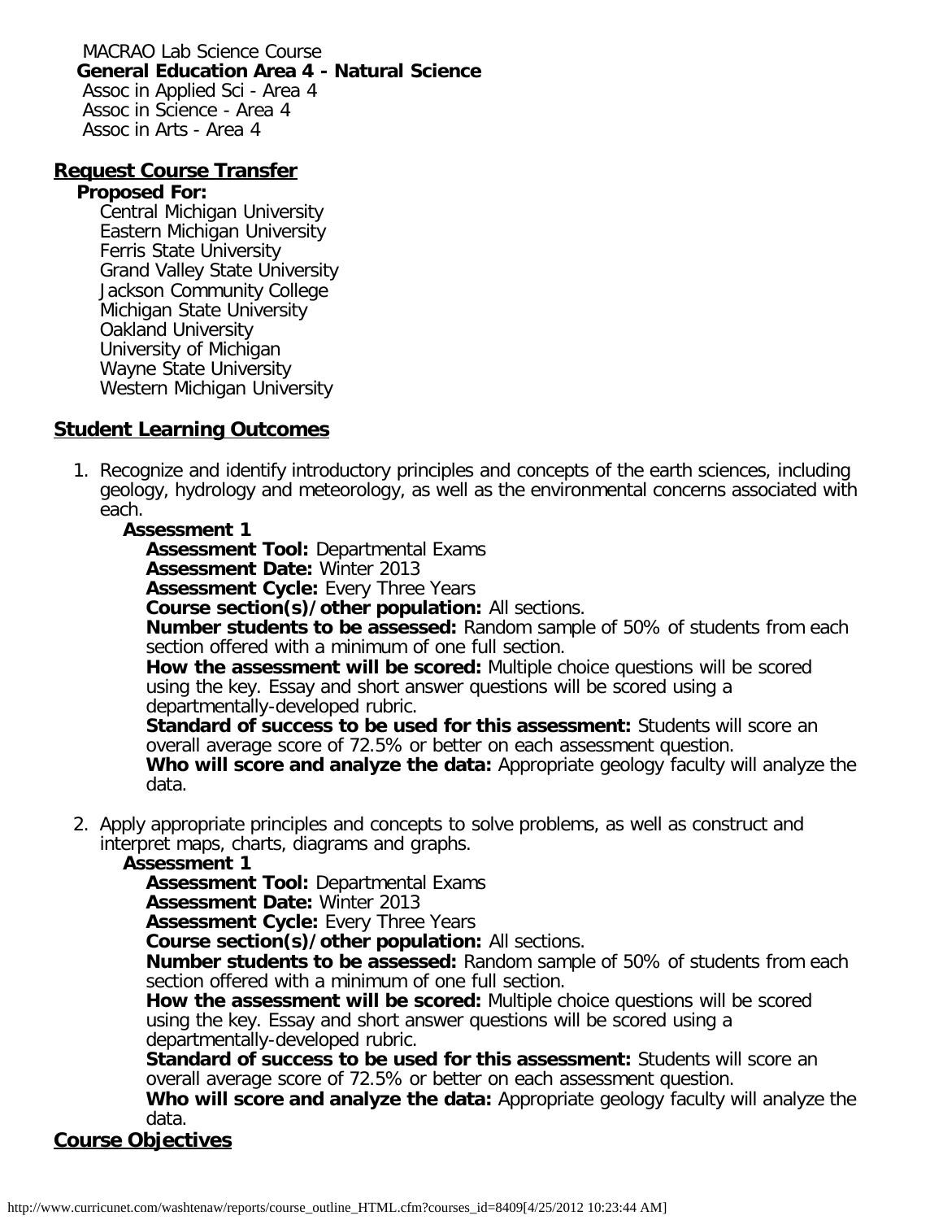MACRAO Lab Science Course

**General Education Area 4 - Natural Science**

Assoc in Applied Sci - Area 4
Assoc in Science - Area 4
Assoc in Arts - Area 4

## Request Course Transfer

**Proposed For:**

Central Michigan University
Eastern Michigan University
Ferris State University
Grand Valley State University
Jackson Community College
Michigan State University
Oakland University
University of Michigan
Wayne State University
Western Michigan University

## Student Learning Outcomes

1. Recognize and identify introductory principles and concepts of the earth sciences, including geology, hydrology and meteorology, as well as the environmental concerns associated with each.

   **Assessment 1**

   **Assessment Tool:** Departmental Exams
   **Assessment Date:** Winter 2013
   **Assessment Cycle:** Every Three Years
   **Course section(s)/other population:** All sections.
   **Number students to be assessed:** Random sample of 50% of students from each section offered with a minimum of one full section.
   **How the assessment will be scored:** Multiple choice questions will be scored using the key. Essay and short answer questions will be scored using a departmentally-developed rubric.
   **Standard of success to be used for this assessment:** Students will score an overall average score of 72.5% or better on each assessment question.
   **Who will score and analyze the data:** Appropriate geology faculty will analyze the data.

2. Apply appropriate principles and concepts to solve problems, as well as construct and interpret maps, charts, diagrams and graphs.

   **Assessment 1**

   **Assessment Tool:** Departmental Exams
   **Assessment Date:** Winter 2013
   **Assessment Cycle:** Every Three Years
   **Course section(s)/other population:** All sections.
   **Number students to be assessed:** Random sample of 50% of students from each section offered with a minimum of one full section.
   **How the assessment will be scored:** Multiple choice questions will be scored using the key. Essay and short answer questions will be scored using a departmentally-developed rubric.
   **Standard of success to be used for this assessment:** Students will score an overall average score of 72.5% or better on each assessment question.
   **Who will score and analyze the data:** Appropriate geology faculty will analyze the data.

## Course Objectives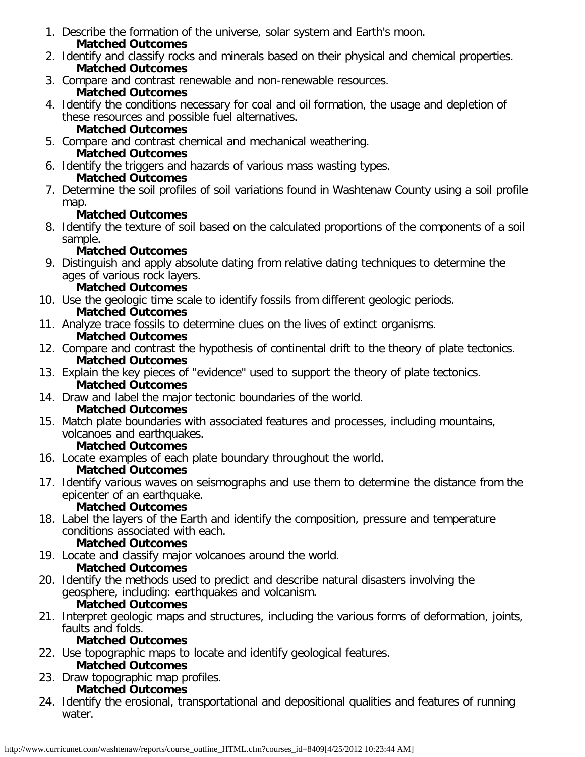1. Describe the formation of the universe, solar system and Earth's moon.
   **Matched Outcomes**
2. Identify and classify rocks and minerals based on their physical and chemical properties.
   **Matched Outcomes**
3. Compare and contrast renewable and non-renewable resources.
   **Matched Outcomes**
4. Identify the conditions necessary for coal and oil formation, the usage and depletion of these resources and possible fuel alternatives.
   **Matched Outcomes**
5. Compare and contrast chemical and mechanical weathering.
   **Matched Outcomes**
6. Identify the triggers and hazards of various mass wasting types.
   **Matched Outcomes**
7. Determine the soil profiles of soil variations found in Washtenaw County using a soil profile map.
   **Matched Outcomes**
8. Identify the texture of soil based on the calculated proportions of the components of a soil sample.
   **Matched Outcomes**
9. Distinguish and apply absolute dating from relative dating techniques to determine the ages of various rock layers.
   **Matched Outcomes**
10. Use the geologic time scale to identify fossils from different geologic periods.
    **Matched Outcomes**
11. Analyze trace fossils to determine clues on the lives of extinct organisms.
    **Matched Outcomes**
12. Compare and contrast the hypothesis of continental drift to the theory of plate tectonics.
    **Matched Outcomes**
13. Explain the key pieces of "evidence" used to support the theory of plate tectonics.
    **Matched Outcomes**
14. Draw and label the major tectonic boundaries of the world.
    **Matched Outcomes**
15. Match plate boundaries with associated features and processes, including mountains, volcanoes and earthquakes.
    **Matched Outcomes**
16. Locate examples of each plate boundary throughout the world.
    **Matched Outcomes**
17. Identify various waves on seismographs and use them to determine the distance from the epicenter of an earthquake.
    **Matched Outcomes**
18. Label the layers of the Earth and identify the composition, pressure and temperature conditions associated with each.
    **Matched Outcomes**
19. Locate and classify major volcanoes around the world.
    **Matched Outcomes**
20. Identify the methods used to predict and describe natural disasters involving the geosphere, including: earthquakes and volcanism.
    **Matched Outcomes**
21. Interpret geologic maps and structures, including the various forms of deformation, joints, faults and folds.
    **Matched Outcomes**
22. Use topographic maps to locate and identify geological features.
    **Matched Outcomes**
23. Draw topographic map profiles.
    **Matched Outcomes**
24. Identify the erosional, transportational and depositional qualities and features of running water.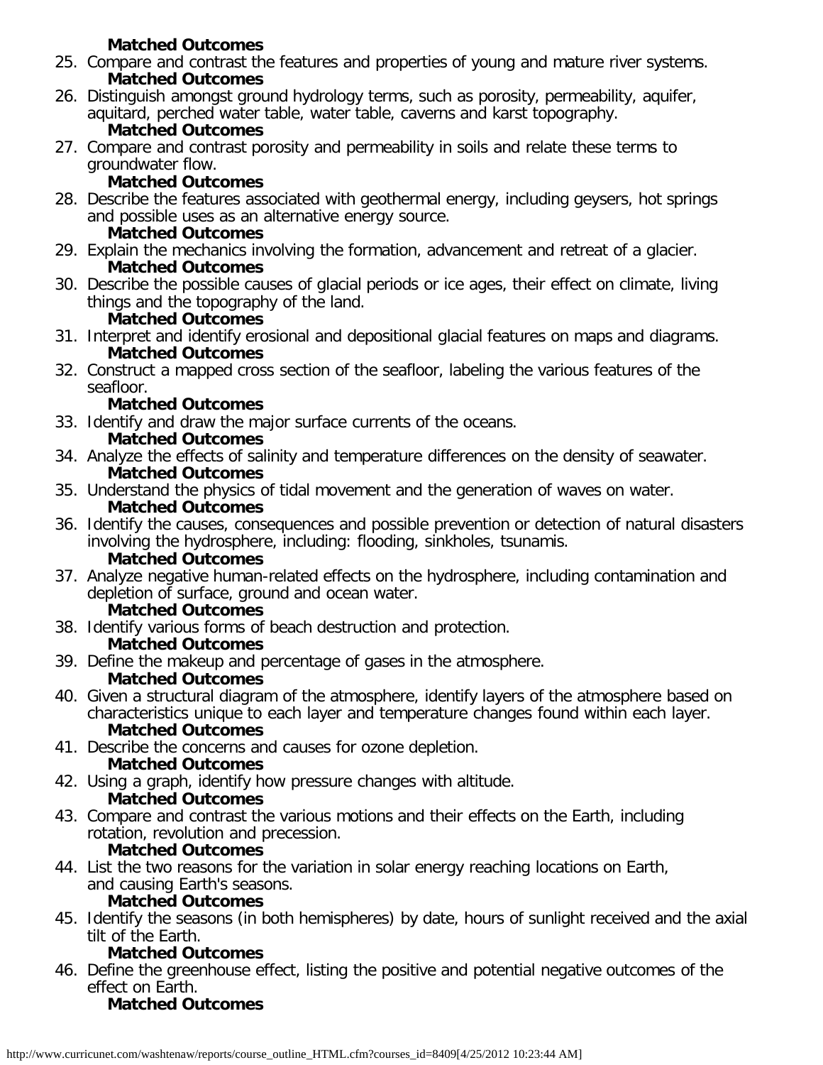**Matched Outcomes**

25. Compare and contrast the features and properties of young and mature river systems.
    **Matched Outcomes**
26. Distinguish amongst ground hydrology terms, such as porosity, permeability, aquifer, aquitard, perched water table, water table, caverns and karst topography.
    **Matched Outcomes**
27. Compare and contrast porosity and permeability in soils and relate these terms to groundwater flow.
    **Matched Outcomes**
28. Describe the features associated with geothermal energy, including geysers, hot springs and possible uses as an alternative energy source.
    **Matched Outcomes**
29. Explain the mechanics involving the formation, advancement and retreat of a glacier.
    **Matched Outcomes**
30. Describe the possible causes of glacial periods or ice ages, their effect on climate, living things and the topography of the land.
    **Matched Outcomes**
31. Interpret and identify erosional and depositional glacial features on maps and diagrams.
    **Matched Outcomes**
32. Construct a mapped cross section of the seafloor, labeling the various features of the seafloor.
    **Matched Outcomes**
33. Identify and draw the major surface currents of the oceans.
    **Matched Outcomes**
34. Analyze the effects of salinity and temperature differences on the density of seawater.
    **Matched Outcomes**
35. Understand the physics of tidal movement and the generation of waves on water.
    **Matched Outcomes**
36. Identify the causes, consequences and possible prevention or detection of natural disasters involving the hydrosphere, including: flooding, sinkholes, tsunamis.
    **Matched Outcomes**
37. Analyze negative human-related effects on the hydrosphere, including contamination and depletion of surface, ground and ocean water.
    **Matched Outcomes**
38. Identify various forms of beach destruction and protection.
    **Matched Outcomes**
39. Define the makeup and percentage of gases in the atmosphere.
    **Matched Outcomes**
40. Given a structural diagram of the atmosphere, identify layers of the atmosphere based on characteristics unique to each layer and temperature changes found within each layer.
    **Matched Outcomes**
41. Describe the concerns and causes for ozone depletion.
    **Matched Outcomes**
42. Using a graph, identify how pressure changes with altitude.
    **Matched Outcomes**
43. Compare and contrast the various motions and their effects on the Earth, including rotation, revolution and precession.
    **Matched Outcomes**
44. List the two reasons for the variation in solar energy reaching locations on Earth, and causing Earth's seasons.
    **Matched Outcomes**
45. Identify the seasons (in both hemispheres) by date, hours of sunlight received and the axial tilt of the Earth.
    **Matched Outcomes**
46. Define the greenhouse effect, listing the positive and potential negative outcomes of the effect on Earth.
    **Matched Outcomes**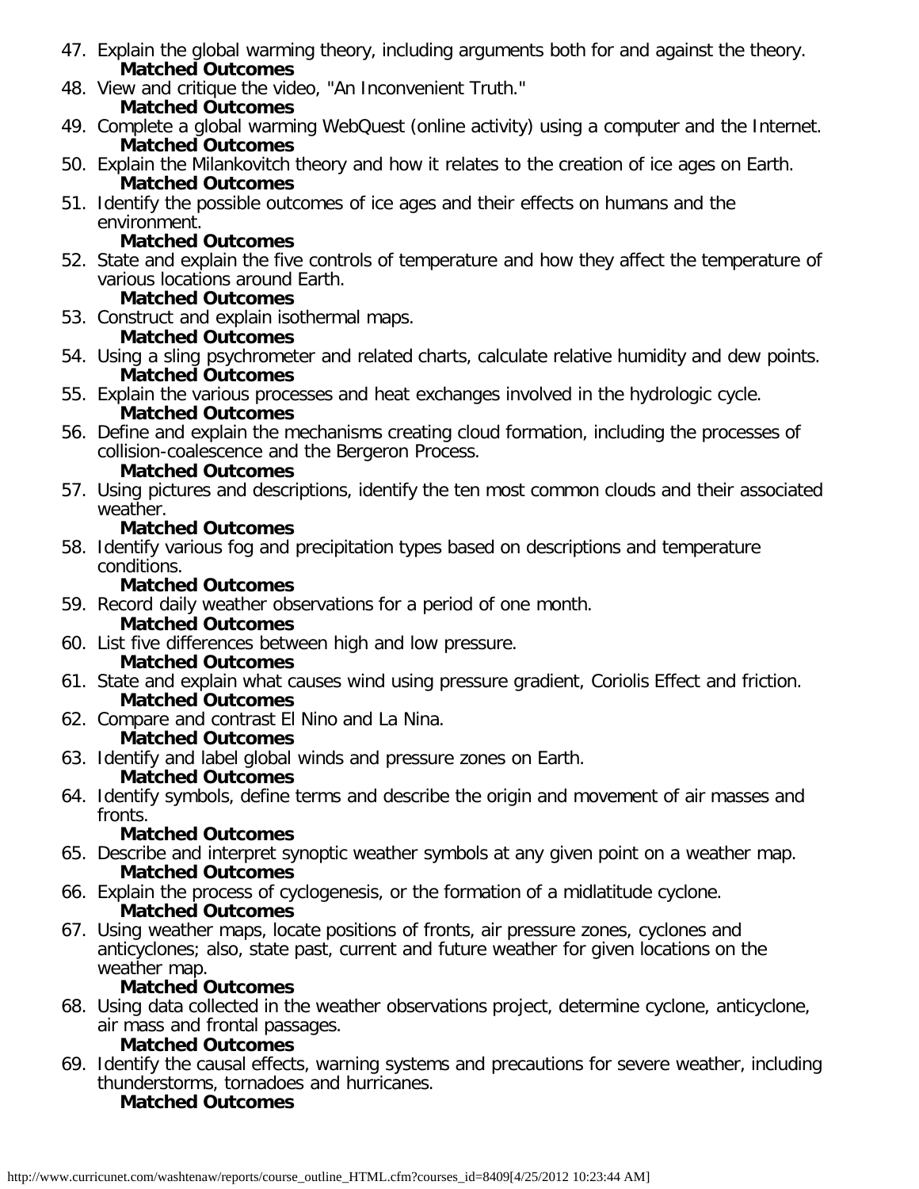47. Explain the global warming theory, including arguments both for and against the theory.
    **Matched Outcomes**
48. View and critique the video, "An Inconvenient Truth."
    **Matched Outcomes**
49. Complete a global warming WebQuest (online activity) using a computer and the Internet.
    **Matched Outcomes**
50. Explain the Milankovitch theory and how it relates to the creation of ice ages on Earth.
    **Matched Outcomes**
51. Identify the possible outcomes of ice ages and their effects on humans and the environment.
    **Matched Outcomes**
52. State and explain the five controls of temperature and how they affect the temperature of various locations around Earth.
    **Matched Outcomes**
53. Construct and explain isothermal maps.
    **Matched Outcomes**
54. Using a sling psychrometer and related charts, calculate relative humidity and dew points.
    **Matched Outcomes**
55. Explain the various processes and heat exchanges involved in the hydrologic cycle.
    **Matched Outcomes**
56. Define and explain the mechanisms creating cloud formation, including the processes of collision-coalescence and the Bergeron Process.
    **Matched Outcomes**
57. Using pictures and descriptions, identify the ten most common clouds and their associated weather.
    **Matched Outcomes**
58. Identify various fog and precipitation types based on descriptions and temperature conditions.
    **Matched Outcomes**
59. Record daily weather observations for a period of one month.
    **Matched Outcomes**
60. List five differences between high and low pressure.
    **Matched Outcomes**
61. State and explain what causes wind using pressure gradient, Coriolis Effect and friction.
    **Matched Outcomes**
62. Compare and contrast El Nino and La Nina.
    **Matched Outcomes**
63. Identify and label global winds and pressure zones on Earth.
    **Matched Outcomes**
64. Identify symbols, define terms and describe the origin and movement of air masses and fronts.
    **Matched Outcomes**
65. Describe and interpret synoptic weather symbols at any given point on a weather map.
    **Matched Outcomes**
66. Explain the process of cyclogenesis, or the formation of a midlatitude cyclone.
    **Matched Outcomes**
67. Using weather maps, locate positions of fronts, air pressure zones, cyclones and anticyclones; also, state past, current and future weather for given locations on the weather map.
    **Matched Outcomes**
68. Using data collected in the weather observations project, determine cyclone, anticyclone, air mass and frontal passages.
    **Matched Outcomes**
69. Identify the causal effects, warning systems and precautions for severe weather, including thunderstorms, tornadoes and hurricanes.
    **Matched Outcomes**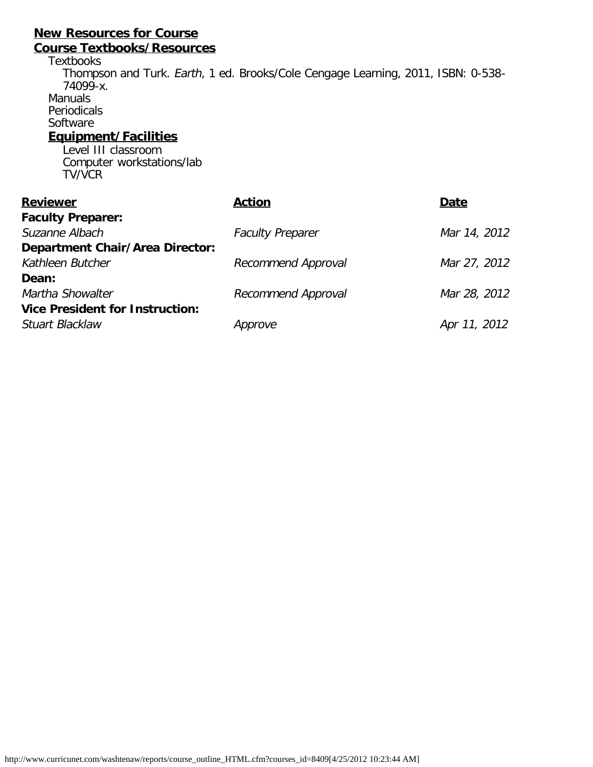**New Resources for Course**

**Course Textbooks/Resources**

Textbooks

Thompson and Turk. *Earth*, 1 ed. Brooks/Cole Cengage Learning, 2011, ISBN: 0-538-74099-x.

Manuals

Periodicals

Software

**Equipment/Facilities**

Level III classroom

Computer workstations/lab

TV/VCR

| Reviewer | Action | Date |
|---|---|---|
| **Faculty Preparer:** | | |
| *Suzanne Albach* | *Faculty Preparer* | *Mar 14, 2012* |
| **Department Chair/Area Director:** | | |
| *Kathleen Butcher* | *Recommend Approval* | *Mar 27, 2012* |
| **Dean:** | | |
| *Martha Showalter* | *Recommend Approval* | *Mar 28, 2012* |
| **Vice President for Instruction:** | | |
| *Stuart Blacklaw* | *Approve* | *Apr 11, 2012* |